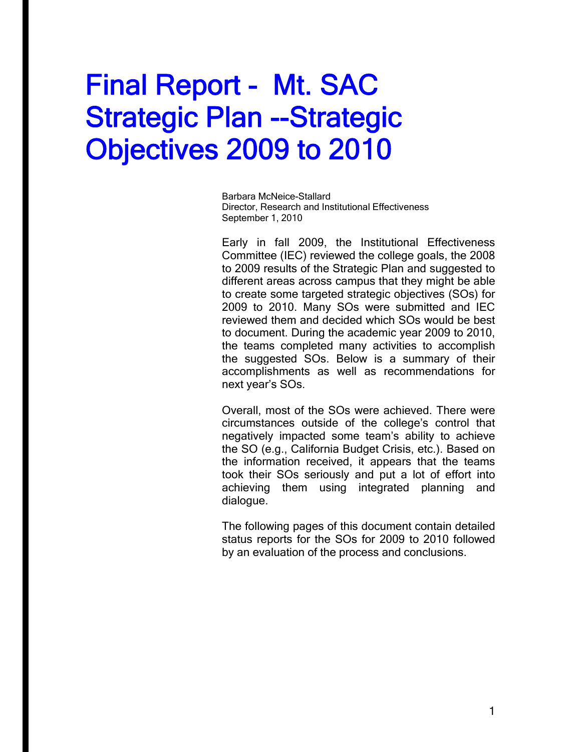# Final Report - Mt. SAC Strategic Plan --Strategic Objectives 2009 to 2010

Barbara McNeice-Stallard
Director, Research and Institutional Effectiveness
September 1, 2010

Early in fall 2009, the Institutional Effectiveness Committee (IEC) reviewed the college goals, the 2008 to 2009 results of the Strategic Plan and suggested to different areas across campus that they might be able to create some targeted strategic objectives (SOs) for 2009 to 2010. Many SOs were submitted and IEC reviewed them and decided which SOs would be best to document. During the academic year 2009 to 2010, the teams completed many activities to accomplish the suggested SOs. Below is a summary of their accomplishments as well as recommendations for next year's SOs.

Overall, most of the SOs were achieved. There were circumstances outside of the college's control that negatively impacted some team's ability to achieve the SO (e.g., California Budget Crisis, etc.). Based on the information received, it appears that the teams took their SOs seriously and put a lot of effort into achieving them using integrated planning and dialogue.

The following pages of this document contain detailed status reports for the SOs for 2009 to 2010 followed by an evaluation of the process and conclusions.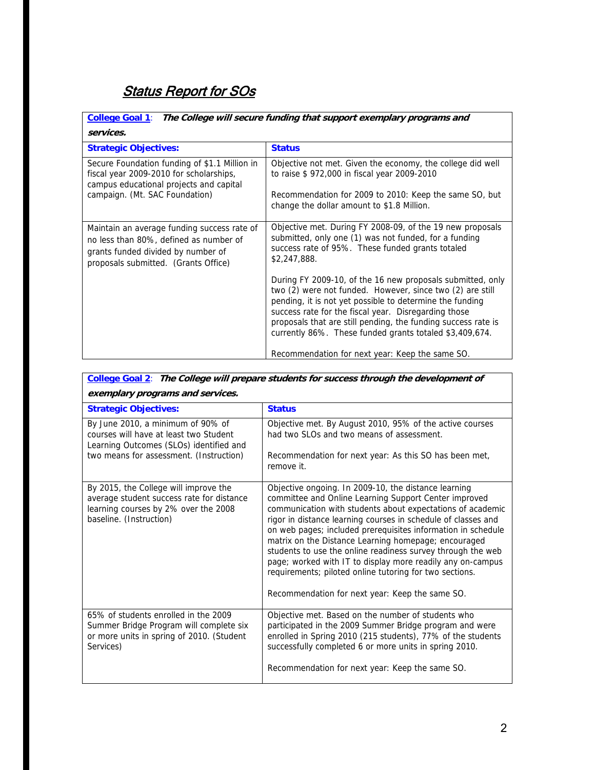# Status Report for SOs

| **College Goal 1**: ***The College will secure funding that support exemplary programs and services.*** | |
|---|---|
| **Strategic Objectives:** | **Status** |
| Secure Foundation funding of $1.1 Million in fiscal year 2009-2010 for scholarships, campus educational projects and capital campaign. (Mt. SAC Foundation) | Objective not met. Given the economy, the college did well to raise $ 972,000 in fiscal year 2009-2010<br><br>Recommendation for 2009 to 2010: Keep the same SO, but change the dollar amount to $1.8 Million. |
| Maintain an average funding success rate of no less than 80%, defined as number of grants funded divided by number of proposals submitted. (Grants Office) | Objective met. During FY 2008-09, of the 19 new proposals submitted, only one (1) was not funded, for a funding success rate of 95%. These funded grants totaled $2,247,888.<br><br>During FY 2009-10, of the 16 new proposals submitted, only two (2) were not funded. However, since two (2) are still pending, it is not yet possible to determine the funding success rate for the fiscal year. Disregarding those proposals that are still pending, the funding success rate is currently 86%. These funded grants totaled $3,409,674.<br><br>Recommendation for next year: Keep the same SO. |

| **College Goal 2**: ***The College will prepare students for success through the development of exemplary programs and services.*** | |
|---|---|
| **Strategic Objectives:** | **Status** |
| By June 2010, a minimum of 90% of courses will have at least two Student Learning Outcomes (SLOs) identified and two means for assessment. (Instruction) | Objective met. By August 2010, 95% of the active courses had two SLOs and two means of assessment.<br><br>Recommendation for next year: As this SO has been met, remove it. |
| By 2015, the College will improve the average student success rate for distance learning courses by 2% over the 2008 baseline. (Instruction) | Objective ongoing. In 2009-10, the distance learning committee and Online Learning Support Center improved communication with students about expectations of academic rigor in distance learning courses in schedule of classes and on web pages; included prerequisites information in schedule matrix on the Distance Learning homepage; encouraged students to use the online readiness survey through the web page; worked with IT to display more readily any on-campus requirements; piloted online tutoring for two sections.<br><br>Recommendation for next year: Keep the same SO. |
| 65% of students enrolled in the 2009 Summer Bridge Program will complete six or more units in spring of 2010. (Student Services) | Objective met. Based on the number of students who participated in the 2009 Summer Bridge program and were enrolled in Spring 2010 (215 students), 77% of the students successfully completed 6 or more units in spring 2010.<br><br>Recommendation for next year: Keep the same SO. |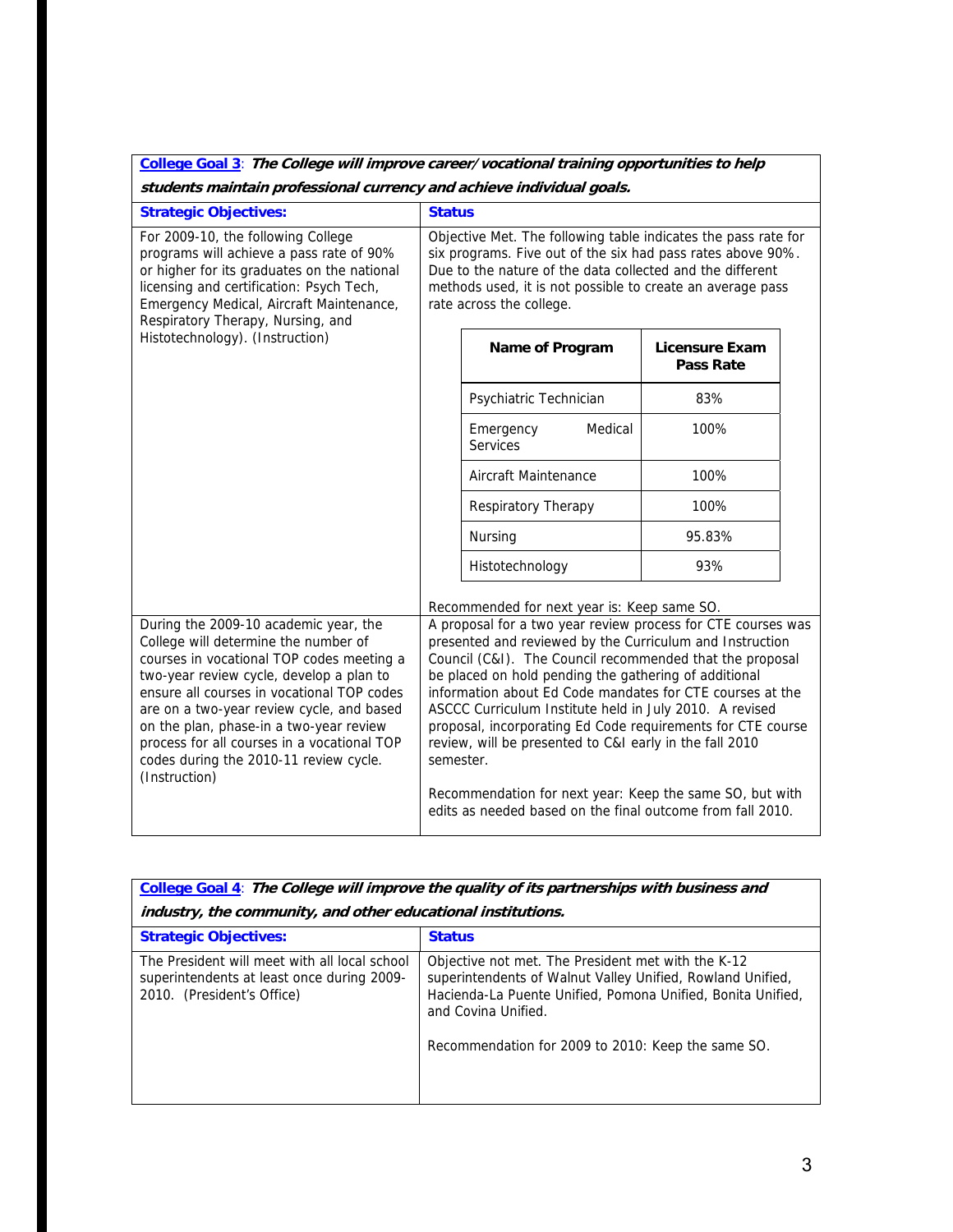| College Goal 3: ***The College will improve career/vocational training opportunities to help students maintain professional currency and achieve individual goals.*** | |
|---|---|
| **Strategic Objectives:** | **Status** |
| For 2009-10, the following College programs will achieve a pass rate of 90% or higher for its graduates on the national licensing and certification: Psych Tech, Emergency Medical, Aircraft Maintenance, Respiratory Therapy, Nursing, and Histotechnology). (Instruction) | Objective Met. The following table indicates the pass rate for six programs. Five out of the six had pass rates above 90%. Due to the nature of the data collected and the different methods used, it is not possible to create an average pass rate across the college. (See pass rate table below.) Recommended for next year is: Keep same SO. |
| During the 2009-10 academic year, the College will determine the number of courses in vocational TOP codes meeting a two-year review cycle, develop a plan to ensure all courses in vocational TOP codes are on a two-year review cycle, and based on the plan, phase-in a two-year review process for all courses in a vocational TOP codes during the 2010-11 review cycle. (Instruction) | A proposal for a two year review process for CTE courses was presented and reviewed by the Curriculum and Instruction Council (C&I). The Council recommended that the proposal be placed on hold pending the gathering of additional information about Ed Code mandates for CTE courses at the ASCCC Curriculum Institute held in July 2010. A revised proposal, incorporating Ed Code requirements for CTE course review, will be presented to C&I early in the fall 2010 semester. Recommendation for next year: Keep the same SO, but with edits as needed based on the final outcome from fall 2010. |

| Name of Program | Licensure Exam Pass Rate |
|---|---|
| Psychiatric Technician | 83% |
| Emergency Medical Services | 100% |
| Aircraft Maintenance | 100% |
| Respiratory Therapy | 100% |
| Nursing | 95.83% |
| Histotechnology | 93% |

| College Goal 4: ***The College will improve the quality of its partnerships with business and industry, the community, and other educational institutions.*** | |
|---|---|
| **Strategic Objectives:** | **Status** |
| The President will meet with all local school superintendents at least once during 2009-2010. (President's Office) | Objective not met. The President met with the K-12 superintendents of Walnut Valley Unified, Rowland Unified, Hacienda-La Puente Unified, Pomona Unified, Bonita Unified, and Covina Unified. Recommendation for 2009 to 2010: Keep the same SO. |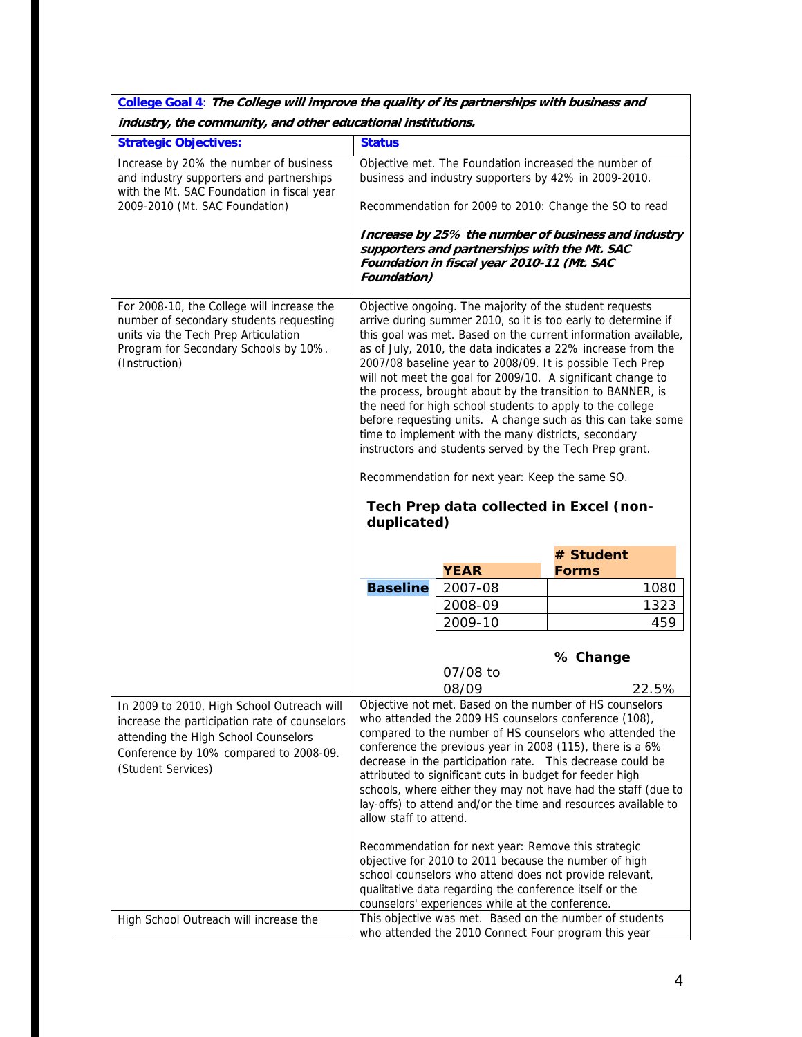| **[College Goal 4](#)**: ***The College will improve the quality of its partnerships with business and industry, the community, and other educational institutions.*** | |
|---|---|
| **Strategic Objectives:** | **Status** |
| Increase by 20% the number of business and industry supporters and partnerships with the Mt. SAC Foundation in fiscal year 2009-2010 (Mt. SAC Foundation) | Objective met. The Foundation increased the number of business and industry supporters by 42% in 2009-2010.<br><br>Recommendation for 2009 to 2010: Change the SO to read<br><br>***Increase by 25% the number of business and industry supporters and partnerships with the Mt. SAC Foundation in fiscal year 2010-11 (Mt. SAC Foundation)*** |
| For 2008-10, the College will increase the number of secondary students requesting units via the Tech Prep Articulation Program for Secondary Schools by 10%. (Instruction) | Objective ongoing. The majority of the student requests arrive during summer 2010, so it is too early to determine if this goal was met. Based on the current information available, as of July, 2010, the data indicates a 22% increase from the 2007/08 baseline year to 2008/09. It is possible Tech Prep will not meet the goal for 2009/10. A significant change to the process, brought about by the transition to BANNER, is the need for high school students to apply to the college before requesting units. A change such as this can take some time to implement with the many districts, secondary instructors and students served by the Tech Prep grant.<br><br>Recommendation for next year: Keep the same SO.<br><br>**Tech Prep data collected in Excel (non-duplicated)**<br><br>\| \| **YEAR** \| **# Student Forms** \|<br>\| **Baseline** \| 2007-08 \| 1080 \|<br>\| \| 2008-09 \| 1323 \|<br>\| \| 2009-10 \| 459 \|<br><br>\| \| \| **% Change** \|<br>\| \| 07/08 to 08/09 \| 22.5% \| |
| In 2009 to 2010, High School Outreach will increase the participation rate of counselors attending the High School Counselors Conference by 10% compared to 2008-09. (Student Services) | Objective not met. Based on the number of HS counselors who attended the 2009 HS counselors conference (108), compared to the number of HS counselors who attended the conference the previous year in 2008 (115), there is a 6% decrease in the participation rate. This decrease could be attributed to significant cuts in budget for feeder high schools, where either they may not have had the staff (due to lay-offs) to attend and/or the time and resources available to allow staff to attend.<br><br>Recommendation for next year: Remove this strategic objective for 2010 to 2011 because the number of high school counselors who attend does not provide relevant, qualitative data regarding the conference itself or the counselors' experiences while at the conference. |
| High School Outreach will increase the | This objective was met. Based on the number of students who attended the 2010 Connect Four program this year |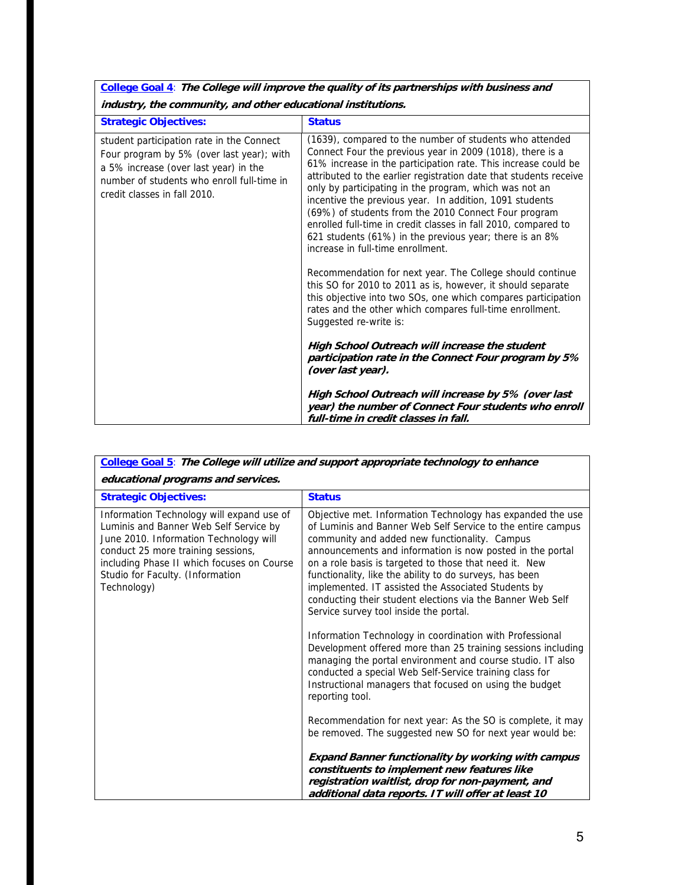| **[College Goal 4](#)**: ***The College will improve the quality of its partnerships with business and industry, the community, and other educational institutions.*** | |
|---|---|
| **Strategic Objectives:** | **Status** |
| student participation rate in the Connect Four program by 5% (over last year); with a 5% increase (over last year) in the number of students who enroll full-time in credit classes in fall 2010. | (1639), compared to the number of students who attended Connect Four the previous year in 2009 (1018), there is a 61% increase in the participation rate. This increase could be attributed to the earlier registration date that students receive only by participating in the program, which was not an incentive the previous year. In addition, 1091 students (69%) of students from the 2010 Connect Four program enrolled full-time in credit classes in fall 2010, compared to 621 students (61%) in the previous year; there is an 8% increase in full-time enrollment.<br><br>Recommendation for next year. The College should continue this SO for 2010 to 2011 as is, however, it should separate this objective into two SOs, one which compares participation rates and the other which compares full-time enrollment. Suggested re-write is:<br><br>***High School Outreach will increase the student participation rate in the Connect Four program by 5% (over last year).***<br><br>***High School Outreach will increase by 5% (over last year) the number of Connect Four students who enroll full-time in credit classes in fall.*** |

| **[College Goal 5](#)**: ***The College will utilize and support appropriate technology to enhance educational programs and services.*** | |
|---|---|
| **Strategic Objectives:** | **Status** |
| Information Technology will expand use of Luminis and Banner Web Self Service by June 2010. Information Technology will conduct 25 more training sessions, including Phase II which focuses on Course Studio for Faculty. (Information Technology) | Objective met. Information Technology has expanded the use of Luminis and Banner Web Self Service to the entire campus community and added new functionality. Campus announcements and information is now posted in the portal on a role basis is targeted to those that need it. New functionality, like the ability to do surveys, has been implemented. IT assisted the Associated Students by conducting their student elections via the Banner Web Self Service survey tool inside the portal.<br><br>Information Technology in coordination with Professional Development offered more than 25 training sessions including managing the portal environment and course studio. IT also conducted a special Web Self-Service training class for Instructional managers that focused on using the budget reporting tool.<br><br>Recommendation for next year: As the SO is complete, it may be removed. The suggested new SO for next year would be:<br><br>***Expand Banner functionality by working with campus constituents to implement new features like registration waitlist, drop for non-payment, and additional data reports. IT will offer at least 10*** |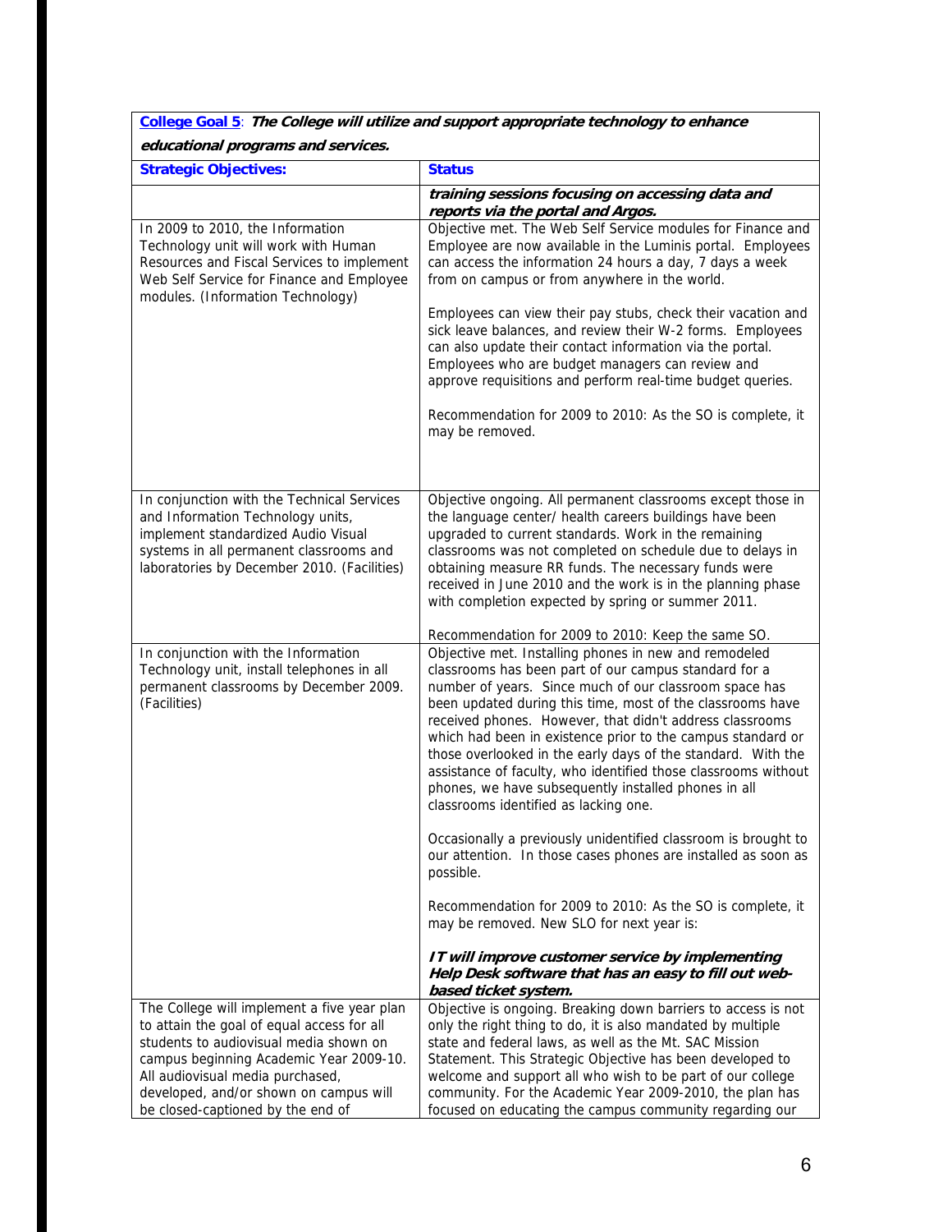| **[College Goal 5](#)**: ***The College will utilize and support appropriate technology to enhance educational programs and services.*** | |
|---|---|
| **Strategic Objectives:** | **Status** |
| | ***training sessions focusing on accessing data and reports via the portal and Argos.*** |
| In 2009 to 2010, the Information Technology unit will work with Human Resources and Fiscal Services to implement Web Self Service for Finance and Employee modules. (Information Technology) | Objective met. The Web Self Service modules for Finance and Employee are now available in the Luminis portal. Employees can access the information 24 hours a day, 7 days a week from on campus or from anywhere in the world.<br><br>Employees can view their pay stubs, check their vacation and sick leave balances, and review their W-2 forms. Employees can also update their contact information via the portal. Employees who are budget managers can review and approve requisitions and perform real-time budget queries.<br><br>Recommendation for 2009 to 2010: As the SO is complete, it may be removed. |
| In conjunction with the Technical Services and Information Technology units, implement standardized Audio Visual systems in all permanent classrooms and laboratories by December 2010. (Facilities) | Objective ongoing. All permanent classrooms except those in the language center/ health careers buildings have been upgraded to current standards. Work in the remaining classrooms was not completed on schedule due to delays in obtaining measure RR funds. The necessary funds were received in June 2010 and the work is in the planning phase with completion expected by spring or summer 2011.<br><br>Recommendation for 2009 to 2010: Keep the same SO. |
| In conjunction with the Information Technology unit, install telephones in all permanent classrooms by December 2009. (Facilities) | Objective met. Installing phones in new and remodeled classrooms has been part of our campus standard for a number of years. Since much of our classroom space has been updated during this time, most of the classrooms have received phones. However, that didn't address classrooms which had been in existence prior to the campus standard or those overlooked in the early days of the standard. With the assistance of faculty, who identified those classrooms without phones, we have subsequently installed phones in all classrooms identified as lacking one.<br><br>Occasionally a previously unidentified classroom is brought to our attention. In those cases phones are installed as soon as possible.<br><br>Recommendation for 2009 to 2010: As the SO is complete, it may be removed. New SLO for next year is:<br><br>***IT will improve customer service by implementing Help Desk software that has an easy to fill out web-based ticket system.*** |
| The College will implement a five year plan to attain the goal of equal access for all students to audiovisual media shown on campus beginning Academic Year 2009-10. All audiovisual media purchased, developed, and/or shown on campus will be closed-captioned by the end of | Objective is ongoing. Breaking down barriers to access is not only the right thing to do, it is also mandated by multiple state and federal laws, as well as the Mt. SAC Mission Statement. This Strategic Objective has been developed to welcome and support all who wish to be part of our college community. For the Academic Year 2009-2010, the plan has focused on educating the campus community regarding our |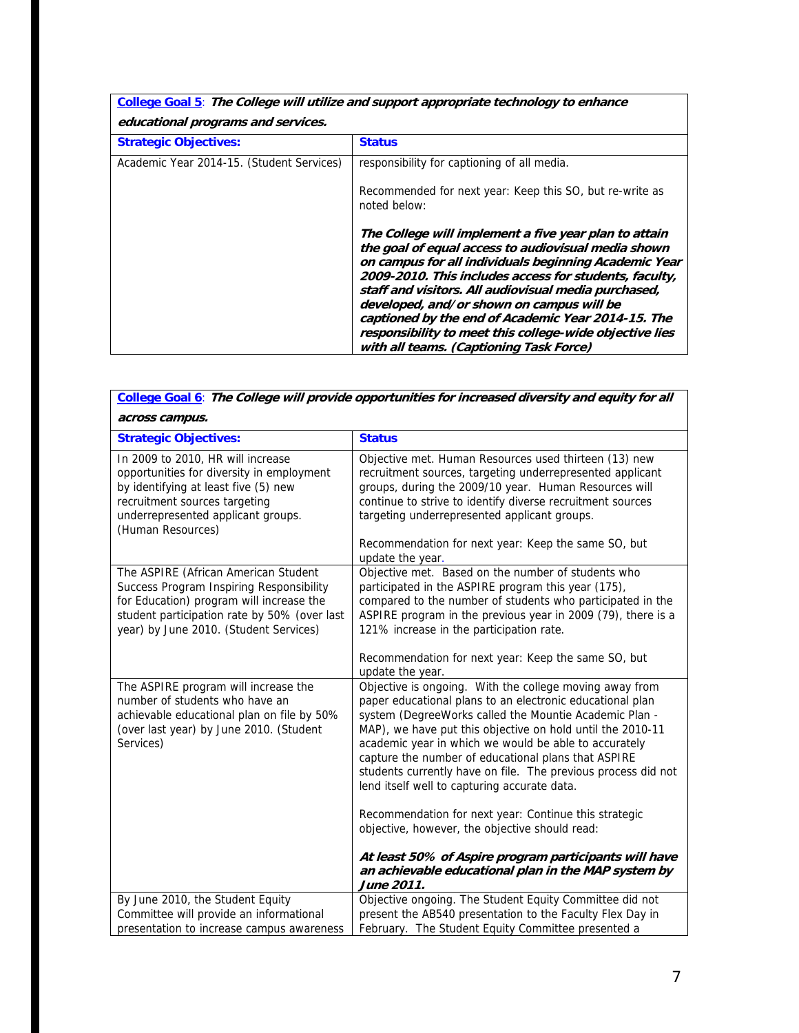| [College Goal 5](): ***The College will utilize and support appropriate technology to enhance educational programs and services.*** | |
|---|---|
| **Strategic Objectives:** | **Status** |
| Academic Year 2014-15. (Student Services) | responsibility for captioning of all media.<br><br>Recommended for next year: Keep this SO, but re-write as noted below:<br><br>***The College will implement a five year plan to attain the goal of equal access to audiovisual media shown on campus for all individuals beginning Academic Year 2009-2010. This includes access for students, faculty, staff and visitors. All audiovisual media purchased, developed, and/or shown on campus will be captioned by the end of Academic Year 2014-15. The responsibility to meet this college-wide objective lies with all teams. (Captioning Task Force)*** |

| [College Goal 6](): ***The College will provide opportunities for increased diversity and equity for all across campus.*** | |
|---|---|
| **Strategic Objectives:** | **Status** |
| In 2009 to 2010, HR will increase opportunities for diversity in employment by identifying at least five (5) new recruitment sources targeting underrepresented applicant groups. (Human Resources) | Objective met. Human Resources used thirteen (13) new recruitment sources, targeting underrepresented applicant groups, during the 2009/10 year. Human Resources will continue to strive to identify diverse recruitment sources targeting underrepresented applicant groups.<br><br>Recommendation for next year: Keep the same SO, but update the year. |
| The ASPIRE (African American Student Success Program Inspiring Responsibility for Education) program will increase the student participation rate by 50% (over last year) by June 2010. (Student Services) | Objective met. Based on the number of students who participated in the ASPIRE program this year (175), compared to the number of students who participated in the ASPIRE program in the previous year in 2009 (79), there is a 121% increase in the participation rate.<br><br>Recommendation for next year: Keep the same SO, but update the year. |
| The ASPIRE program will increase the number of students who have an achievable educational plan on file by 50% (over last year) by June 2010. (Student Services) | Objective is ongoing. With the college moving away from paper educational plans to an electronic educational plan system (DegreeWorks called the Mountie Academic Plan - MAP), we have put this objective on hold until the 2010-11 academic year in which we would be able to accurately capture the number of educational plans that ASPIRE students currently have on file. The previous process did not lend itself well to capturing accurate data.<br><br>Recommendation for next year: Continue this strategic objective, however, the objective should read:<br><br>***At least 50% of Aspire program participants will have an achievable educational plan in the MAP system by June 2011.*** |
| By June 2010, the Student Equity Committee will provide an informational presentation to increase campus awareness | Objective ongoing. The Student Equity Committee did not present the AB540 presentation to the Faculty Flex Day in February. The Student Equity Committee presented a |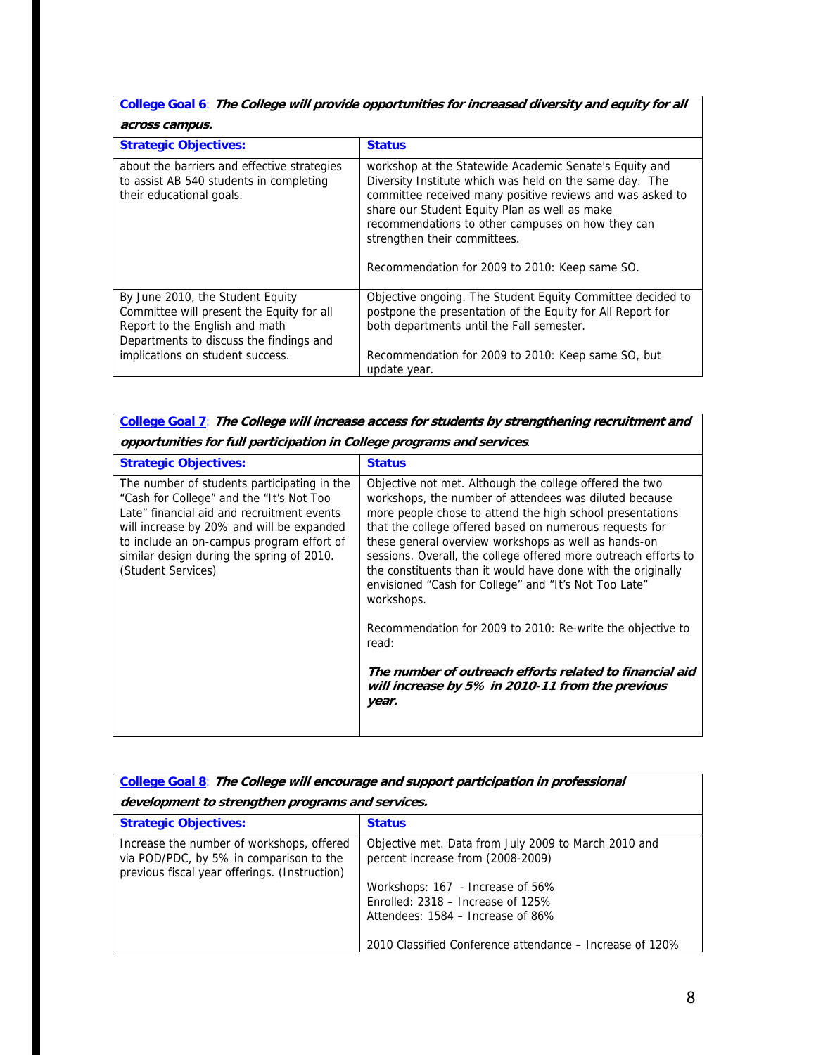| **College Goal 6**: ***The College will provide opportunities for increased diversity and equity for all across campus.*** | |
|---|---|
| **Strategic Objectives:** | **Status** |
| about the barriers and effective strategies to assist AB 540 students in completing their educational goals. | workshop at the Statewide Academic Senate's Equity and Diversity Institute which was held on the same day. The committee received many positive reviews and was asked to share our Student Equity Plan as well as make recommendations to other campuses on how they can strengthen their committees.<br><br>Recommendation for 2009 to 2010: Keep same SO. |
| By June 2010, the Student Equity Committee will present the Equity for all Report to the English and math Departments to discuss the findings and implications on student success. | Objective ongoing. The Student Equity Committee decided to postpone the presentation of the Equity for All Report for both departments until the Fall semester.<br><br>Recommendation for 2009 to 2010: Keep same SO, but update year. |

| **College Goal 7**: ***The College will increase access for students by strengthening recruitment and opportunities for full participation in College programs and services.*** | |
|---|---|
| **Strategic Objectives:** | **Status** |
| The number of students participating in the "Cash for College" and the "It's Not Too Late" financial aid and recruitment events will increase by 20% and will be expanded to include an on-campus program effort of similar design during the spring of 2010. (Student Services) | Objective not met. Although the college offered the two workshops, the number of attendees was diluted because more people chose to attend the high school presentations that the college offered based on numerous requests for these general overview workshops as well as hands-on sessions. Overall, the college offered more outreach efforts to the constituents than it would have done with the originally envisioned "Cash for College" and "It's Not Too Late" workshops.<br><br>Recommendation for 2009 to 2010: Re-write the objective to read:<br><br>***The number of outreach efforts related to financial aid will increase by 5% in 2010-11 from the previous year.*** |

| **College Goal 8**: ***The College will encourage and support participation in professional development to strengthen programs and services.*** | |
|---|---|
| **Strategic Objectives:** | **Status** |
| Increase the number of workshops, offered via POD/PDC, by 5% in comparison to the previous fiscal year offerings. (Instruction) | Objective met. Data from July 2009 to March 2010 and percent increase from (2008-2009)<br><br>Workshops: 167 - Increase of 56%<br>Enrolled: 2318 – Increase of 125%<br>Attendees: 1584 – Increase of 86%<br><br>2010 Classified Conference attendance – Increase of 120% |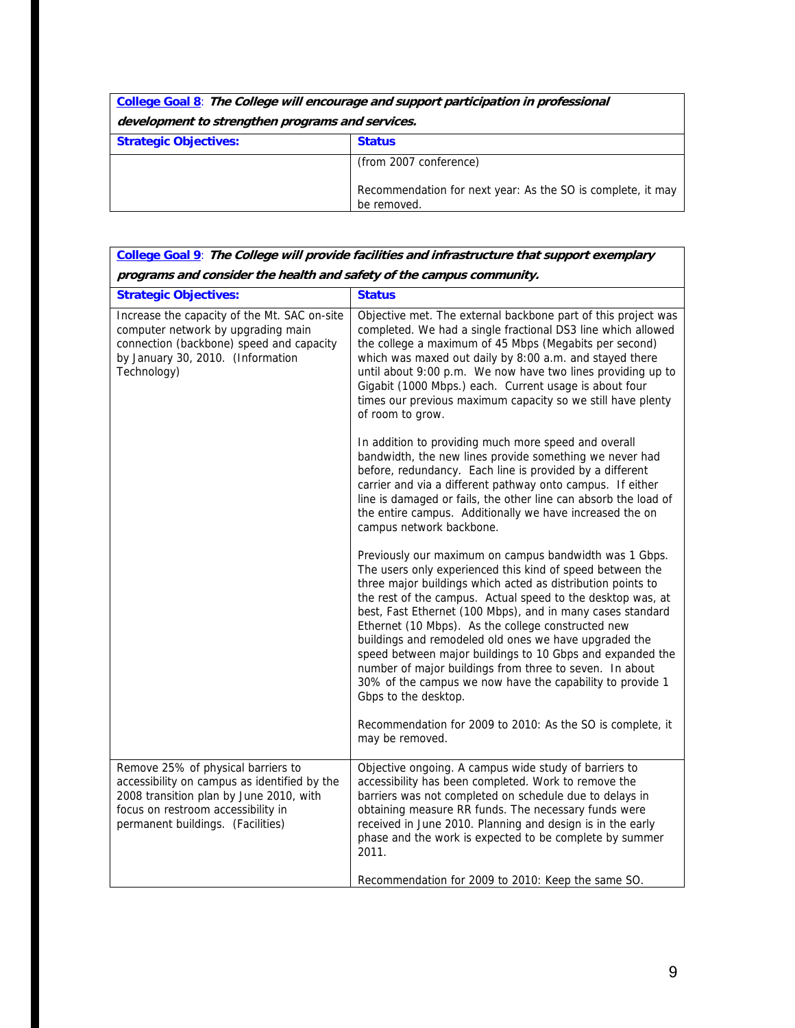| **College Goal 8**: ***The College will encourage and support participation in professional development to strengthen programs and services.*** | |
|---|---|
| **Strategic Objectives:** | **Status** |
| | (from 2007 conference)<br><br>Recommendation for next year: As the SO is complete, it may be removed. |

| **College Goal 9**: ***The College will provide facilities and infrastructure that support exemplary programs and consider the health and safety of the campus community.*** | |
|---|---|
| **Strategic Objectives:** | **Status** |
| Increase the capacity of the Mt. SAC on-site computer network by upgrading main connection (backbone) speed and capacity by January 30, 2010. (Information Technology) | Objective met. The external backbone part of this project was completed. We had a single fractional DS3 line which allowed the college a maximum of 45 Mbps (Megabits per second) which was maxed out daily by 8:00 a.m. and stayed there until about 9:00 p.m. We now have two lines providing up to Gigabit (1000 Mbps.) each. Current usage is about four times our previous maximum capacity so we still have plenty of room to grow.<br><br>In addition to providing much more speed and overall bandwidth, the new lines provide something we never had before, redundancy. Each line is provided by a different carrier and via a different pathway onto campus. If either line is damaged or fails, the other line can absorb the load of the entire campus. Additionally we have increased the on campus network backbone.<br><br>Previously our maximum on campus bandwidth was 1 Gbps. The users only experienced this kind of speed between the three major buildings which acted as distribution points to the rest of the campus. Actual speed to the desktop was, at best, Fast Ethernet (100 Mbps), and in many cases standard Ethernet (10 Mbps). As the college constructed new buildings and remodeled old ones we have upgraded the speed between major buildings to 10 Gbps and expanded the number of major buildings from three to seven. In about 30% of the campus we now have the capability to provide 1 Gbps to the desktop.<br><br>Recommendation for 2009 to 2010: As the SO is complete, it may be removed. |
| Remove 25% of physical barriers to accessibility on campus as identified by the 2008 transition plan by June 2010, with focus on restroom accessibility in permanent buildings. (Facilities) | Objective ongoing. A campus wide study of barriers to accessibility has been completed. Work to remove the barriers was not completed on schedule due to delays in obtaining measure RR funds. The necessary funds were received in June 2010. Planning and design is in the early phase and the work is expected to be complete by summer 2011.<br><br>Recommendation for 2009 to 2010: Keep the same SO. |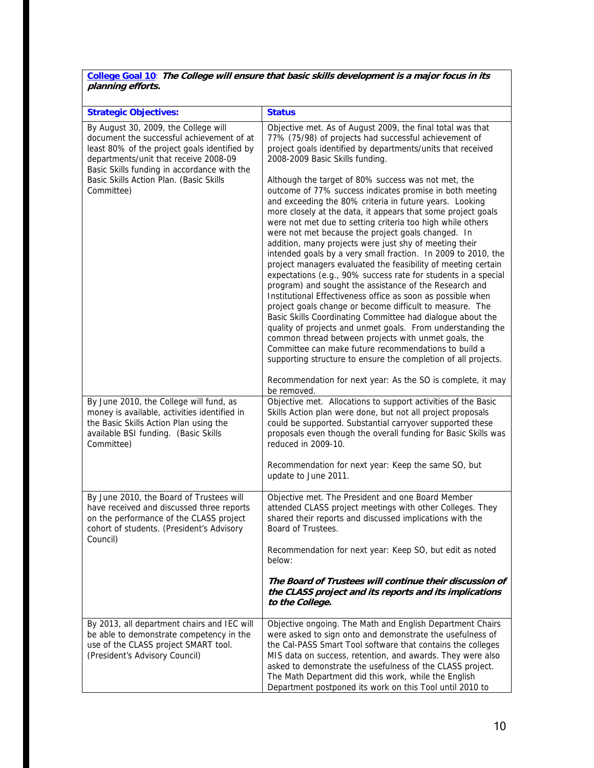**College Goal 10**: ***The College will ensure that basic skills development is a major focus in its planning efforts.***

| **Strategic Objectives:** | **Status** |
|---|---|
| By August 30, 2009, the College will document the successful achievement of at least 80% of the project goals identified by departments/unit that receive 2008-09 Basic Skills funding in accordance with the Basic Skills Action Plan. (Basic Skills Committee) | Objective met. As of August 2009, the final total was that 77% (75/98) of projects had successful achievement of project goals identified by departments/units that received 2008-2009 Basic Skills funding.<br><br>Although the target of 80% success was not met, the outcome of 77% success indicates promise in both meeting and exceeding the 80% criteria in future years. Looking more closely at the data, it appears that some project goals were not met due to setting criteria too high while others were not met because the project goals changed. In addition, many projects were just shy of meeting their intended goals by a very small fraction. In 2009 to 2010, the project managers evaluated the feasibility of meeting certain expectations (e.g., 90% success rate for students in a special program) and sought the assistance of the Research and Institutional Effectiveness office as soon as possible when project goals change or become difficult to measure. The Basic Skills Coordinating Committee had dialogue about the quality of projects and unmet goals. From understanding the common thread between projects with unmet goals, the Committee can make future recommendations to build a supporting structure to ensure the completion of all projects.<br><br>Recommendation for next year: As the SO is complete, it may be removed. |
| By June 2010, the College will fund, as money is available, activities identified in the Basic Skills Action Plan using the available BSI funding. (Basic Skills Committee) | Objective met. Allocations to support activities of the Basic Skills Action plan were done, but not all project proposals could be supported. Substantial carryover supported these proposals even though the overall funding for Basic Skills was reduced in 2009-10.<br><br>Recommendation for next year: Keep the same SO, but update to June 2011. |
| By June 2010, the Board of Trustees will have received and discussed three reports on the performance of the CLASS project cohort of students. (President's Advisory Council) | Objective met. The President and one Board Member attended CLASS project meetings with other Colleges. They shared their reports and discussed implications with the Board of Trustees.<br><br>Recommendation for next year: Keep SO, but edit as noted below:<br><br>***The Board of Trustees will continue their discussion of the CLASS project and its reports and its implications to the College.*** |
| By 2013, all department chairs and IEC will be able to demonstrate competency in the use of the CLASS project SMART tool. (President's Advisory Council) | Objective ongoing. The Math and English Department Chairs were asked to sign onto and demonstrate the usefulness of the Cal-PASS Smart Tool software that contains the colleges MIS data on success, retention, and awards. They were also asked to demonstrate the usefulness of the CLASS project. The Math Department did this work, while the English Department postponed its work on this Tool until 2010 to |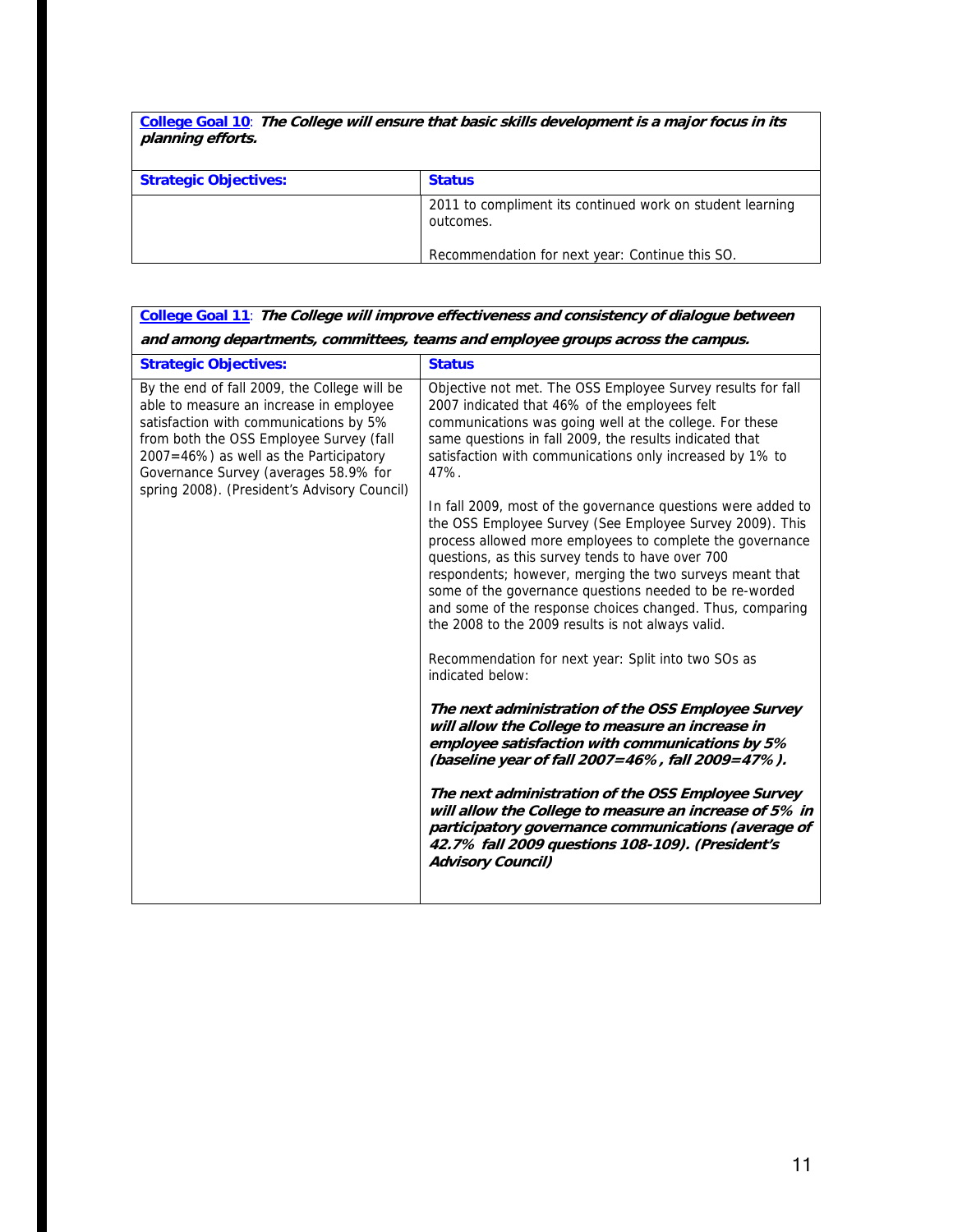| **College Goal 10**: ***The College will ensure that basic skills development is a major focus in its planning efforts.*** | |
|---|---|
| **Strategic Objectives:** | **Status** |
| | 2011 to compliment its continued work on student learning outcomes.<br><br>Recommendation for next year: Continue this SO. |

| **College Goal 11**: ***The College will improve effectiveness and consistency of dialogue between and among departments, committees, teams and employee groups across the campus.*** | |
|---|---|
| **Strategic Objectives:** | **Status** |
| By the end of fall 2009, the College will be able to measure an increase in employee satisfaction with communications by 5% from both the OSS Employee Survey (fall 2007=46%) as well as the Participatory Governance Survey (averages 58.9% for spring 2008). (President's Advisory Council) | Objective not met. The OSS Employee Survey results for fall 2007 indicated that 46% of the employees felt communications was going well at the college. For these same questions in fall 2009, the results indicated that satisfaction with communications only increased by 1% to 47%.<br><br>In fall 2009, most of the governance questions were added to the OSS Employee Survey (See Employee Survey 2009). This process allowed more employees to complete the governance questions, as this survey tends to have over 700 respondents; however, merging the two surveys meant that some of the governance questions needed to be re-worded and some of the response choices changed. Thus, comparing the 2008 to the 2009 results is not always valid.<br><br>Recommendation for next year: Split into two SOs as indicated below:<br><br>***The next administration of the OSS Employee Survey will allow the College to measure an increase in employee satisfaction with communications by 5% (baseline year of fall 2007=46%, fall 2009=47%).***<br><br>***The next administration of the OSS Employee Survey will allow the College to measure an increase of 5% in participatory governance communications (average of 42.7% fall 2009 questions 108-109). (President's Advisory Council)*** |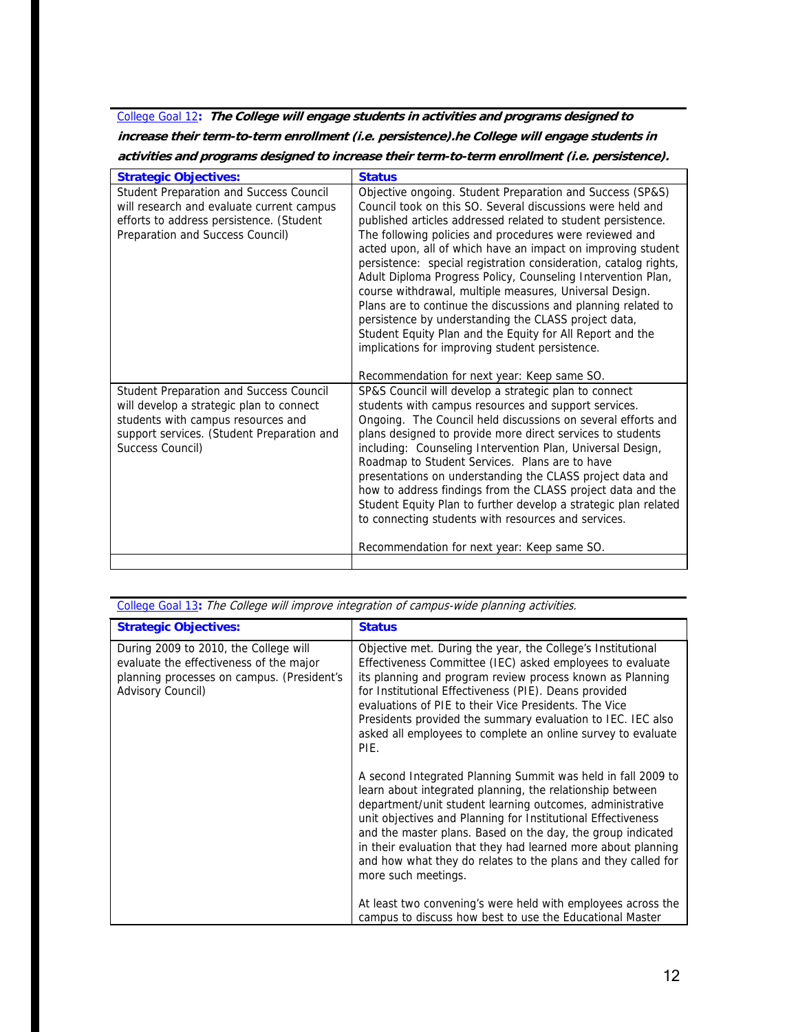College Goal 12**:** ***The College will engage students in activities and programs designed to increase their term-to-term enrollment (i.e. persistence).he College will engage students in activities and programs designed to increase their term-to-term enrollment (i.e. persistence).***

| **Strategic Objectives:** | **Status** |
|---|---|
| Student Preparation and Success Council will research and evaluate current campus efforts to address persistence. (Student Preparation and Success Council) | Objective ongoing. Student Preparation and Success (SP&S) Council took on this SO. Several discussions were held and published articles addressed related to student persistence. The following policies and procedures were reviewed and acted upon, all of which have an impact on improving student persistence: special registration consideration, catalog rights, Adult Diploma Progress Policy, Counseling Intervention Plan, course withdrawal, multiple measures, Universal Design. Plans are to continue the discussions and planning related to persistence by understanding the CLASS project data, Student Equity Plan and the Equity for All Report and the implications for improving student persistence.<br><br>Recommendation for next year: Keep same SO. |
| Student Preparation and Success Council will develop a strategic plan to connect students with campus resources and support services. (Student Preparation and Success Council) | SP&S Council will develop a strategic plan to connect students with campus resources and support services. Ongoing. The Council held discussions on several efforts and plans designed to provide more direct services to students including: Counseling Intervention Plan, Universal Design, Roadmap to Student Services. Plans are to have presentations on understanding the CLASS project data and how to address findings from the CLASS project data and the Student Equity Plan to further develop a strategic plan related to connecting students with resources and services.<br><br>Recommendation for next year: Keep same SO. |
| | |

College Goal 13**:** *The College will improve integration of campus-wide planning activities.*

| **Strategic Objectives:** | **Status** |
|---|---|
| During 2009 to 2010, the College will evaluate the effectiveness of the major planning processes on campus. (President's Advisory Council) | Objective met. During the year, the College's Institutional Effectiveness Committee (IEC) asked employees to evaluate its planning and program review process known as Planning for Institutional Effectiveness (PIE). Deans provided evaluations of PIE to their Vice Presidents. The Vice Presidents provided the summary evaluation to IEC. IEC also asked all employees to complete an online survey to evaluate PIE.<br><br>A second Integrated Planning Summit was held in fall 2009 to learn about integrated planning, the relationship between department/unit student learning outcomes, administrative unit objectives and Planning for Institutional Effectiveness and the master plans. Based on the day, the group indicated in their evaluation that they had learned more about planning and how what they do relates to the plans and they called for more such meetings.<br><br>At least two convening's were held with employees across the campus to discuss how best to use the Educational Master |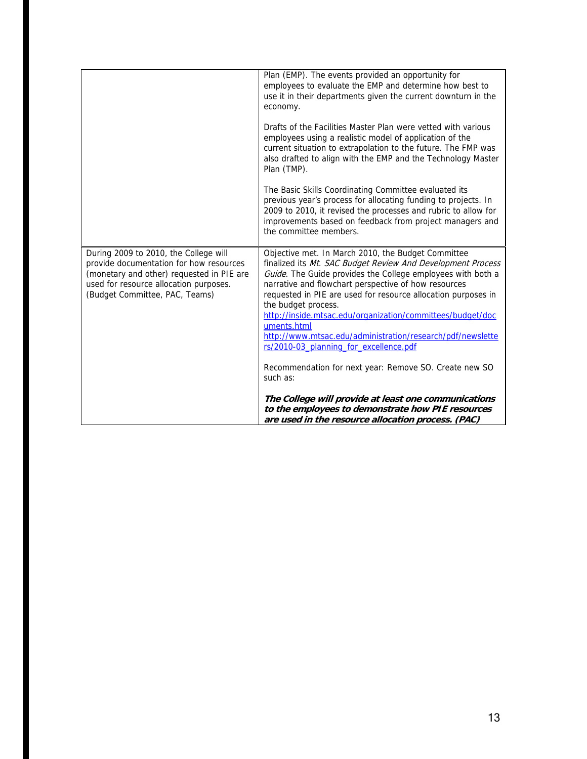| | |
|---|---|
| | Plan (EMP). The events provided an opportunity for employees to evaluate the EMP and determine how best to use it in their departments given the current downturn in the economy.<br><br>Drafts of the Facilities Master Plan were vetted with various employees using a realistic model of application of the current situation to extrapolation to the future. The FMP was also drafted to align with the EMP and the Technology Master Plan (TMP).<br><br>The Basic Skills Coordinating Committee evaluated its previous year's process for allocating funding to projects. In 2009 to 2010, it revised the processes and rubric to allow for improvements based on feedback from project managers and the committee members. |
| During 2009 to 2010, the College will provide documentation for how resources (monetary and other) requested in PIE are used for resource allocation purposes. (Budget Committee, PAC, Teams) | Objective met. In March 2010, the Budget Committee finalized its *Mt. SAC Budget Review And Development Process Guide*. The Guide provides the College employees with both a narrative and flowchart perspective of how resources requested in PIE are used for resource allocation purposes in the budget process.<br>http://inside.mtsac.edu/organization/committees/budget/documents.html<br>http://www.mtsac.edu/administration/research/pdf/newsletters/2010-03_planning_for_excellence.pdf<br><br>Recommendation for next year: Remove SO. Create new SO such as:<br><br>***The College will provide at least one communications to the employees to demonstrate how PIE resources are used in the resource allocation process. (PAC)*** |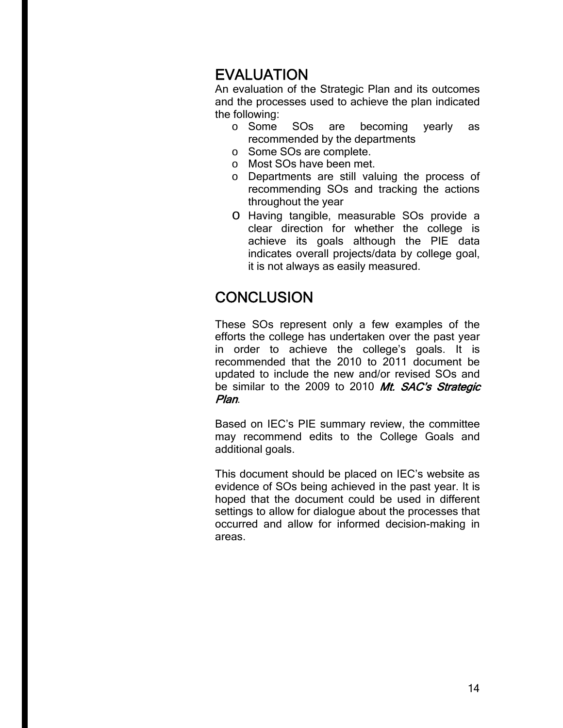## EVALUATION

An evaluation of the Strategic Plan and its outcomes and the processes used to achieve the plan indicated the following:

- Some SOs are becoming yearly as recommended by the departments
- Some SOs are complete.
- Most SOs have been met.
- Departments are still valuing the process of recommending SOs and tracking the actions throughout the year
- Having tangible, measurable SOs provide a clear direction for whether the college is achieve its goals although the PIE data indicates overall projects/data by college goal, it is not always as easily measured.

## CONCLUSION

These SOs represent only a few examples of the efforts the college has undertaken over the past year in order to achieve the college's goals. It is recommended that the 2010 to 2011 document be updated to include the new and/or revised SOs and be similar to the 2009 to 2010 ***Mt. SAC's Strategic Plan***.

Based on IEC's PIE summary review, the committee may recommend edits to the College Goals and additional goals.

This document should be placed on IEC's website as evidence of SOs being achieved in the past year. It is hoped that the document could be used in different settings to allow for dialogue about the processes that occurred and allow for informed decision-making in areas.